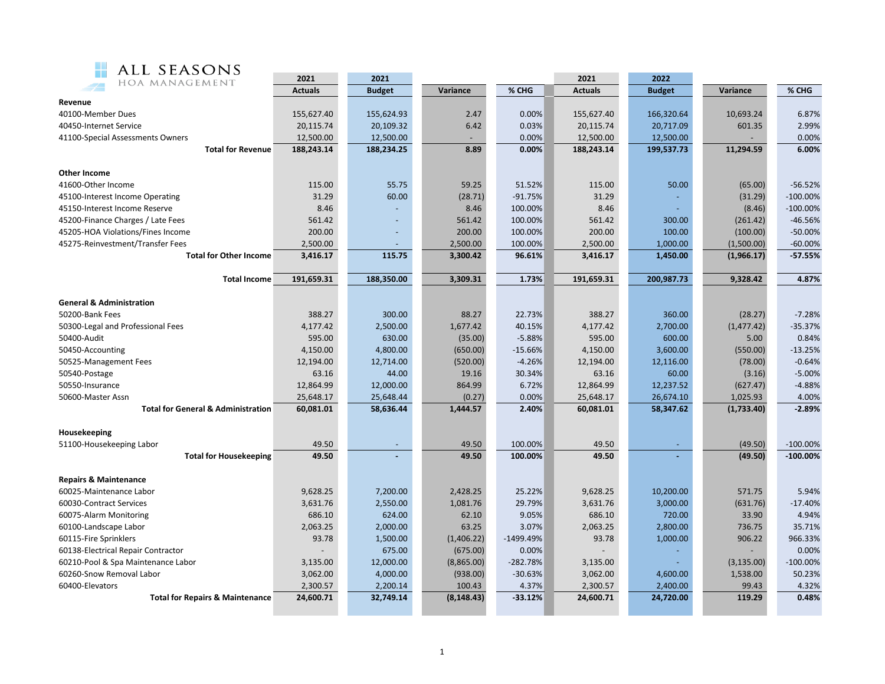**ALL SEASONS** HOA MANAGEMENT

| | 2021 Actuals | 2021 Budget | Variance | % CHG | 2021 Actuals | 2022 Budget | Variance | % CHG |
|---|---|---|---|---|---|---|---|---|
| **Revenue** | | | | | | | | |
| 40100-Member Dues | 155,627.40 | 155,624.93 | 2.47 | 0.00% | 155,627.40 | 166,320.64 | 10,693.24 | 6.87% |
| 40450-Internet Service | 20,115.74 | 20,109.32 | 6.42 | 0.03% | 20,115.74 | 20,717.09 | 601.35 | 2.99% |
| 41100-Special Assessments Owners | 12,500.00 | 12,500.00 | - | 0.00% | 12,500.00 | 12,500.00 | - | 0.00% |
| **Total for Revenue** | **188,243.14** | **188,234.25** | **8.89** | **0.00%** | **188,243.14** | **199,537.73** | **11,294.59** | **6.00%** |
| **Other Income** | | | | | | | | |
| 41600-Other Income | 115.00 | 55.75 | 59.25 | 51.52% | 115.00 | 50.00 | (65.00) | -56.52% |
| 45100-Interest Income Operating | 31.29 | 60.00 | (28.71) | -91.75% | 31.29 | - | (31.29) | -100.00% |
| 45150-Interest Income Reserve | 8.46 | - | 8.46 | 100.00% | 8.46 | - | (8.46) | -100.00% |
| 45200-Finance Charges / Late Fees | 561.42 | - | 561.42 | 100.00% | 561.42 | 300.00 | (261.42) | -46.56% |
| 45205-HOA Violations/Fines Income | 200.00 | - | 200.00 | 100.00% | 200.00 | 100.00 | (100.00) | -50.00% |
| 45275-Reinvestment/Transfer Fees | 2,500.00 | - | 2,500.00 | 100.00% | 2,500.00 | 1,000.00 | (1,500.00) | -60.00% |
| **Total for Other Income** | **3,416.17** | **115.75** | **3,300.42** | **96.61%** | **3,416.17** | **1,450.00** | **(1,966.17)** | **-57.55%** |
| **Total Income** | **191,659.31** | **188,350.00** | **3,309.31** | **1.73%** | **191,659.31** | **200,987.73** | **9,328.42** | **4.87%** |
| **General & Administration** | | | | | | | | |
| 50200-Bank Fees | 388.27 | 300.00 | 88.27 | 22.73% | 388.27 | 360.00 | (28.27) | -7.28% |
| 50300-Legal and Professional Fees | 4,177.42 | 2,500.00 | 1,677.42 | 40.15% | 4,177.42 | 2,700.00 | (1,477.42) | -35.37% |
| 50400-Audit | 595.00 | 630.00 | (35.00) | -5.88% | 595.00 | 600.00 | 5.00 | 0.84% |
| 50450-Accounting | 4,150.00 | 4,800.00 | (650.00) | -15.66% | 4,150.00 | 3,600.00 | (550.00) | -13.25% |
| 50525-Management Fees | 12,194.00 | 12,714.00 | (520.00) | -4.26% | 12,194.00 | 12,116.00 | (78.00) | -0.64% |
| 50540-Postage | 63.16 | 44.00 | 19.16 | 30.34% | 63.16 | 60.00 | (3.16) | -5.00% |
| 50550-Insurance | 12,864.99 | 12,000.00 | 864.99 | 6.72% | 12,864.99 | 12,237.52 | (627.47) | -4.88% |
| 50600-Master Assn | 25,648.17 | 25,648.44 | (0.27) | 0.00% | 25,648.17 | 26,674.10 | 1,025.93 | 4.00% |
| **Total for General & Administration** | **60,081.01** | **58,636.44** | **1,444.57** | **2.40%** | **60,081.01** | **58,347.62** | **(1,733.40)** | **-2.89%** |
| **Housekeeping** | | | | | | | | |
| 51100-Housekeeping Labor | 49.50 | - | 49.50 | 100.00% | 49.50 | - | (49.50) | -100.00% |
| **Total for Housekeeping** | **49.50** | **-** | **49.50** | **100.00%** | **49.50** | **-** | **(49.50)** | **-100.00%** |
| **Repairs & Maintenance** | | | | | | | | |
| 60025-Maintenance Labor | 9,628.25 | 7,200.00 | 2,428.25 | 25.22% | 9,628.25 | 10,200.00 | 571.75 | 5.94% |
| 60030-Contract Services | 3,631.76 | 2,550.00 | 1,081.76 | 29.79% | 3,631.76 | 3,000.00 | (631.76) | -17.40% |
| 60075-Alarm Monitoring | 686.10 | 624.00 | 62.10 | 9.05% | 686.10 | 720.00 | 33.90 | 4.94% |
| 60100-Landscape Labor | 2,063.25 | 2,000.00 | 63.25 | 3.07% | 2,063.25 | 2,800.00 | 736.75 | 35.71% |
| 60115-Fire Sprinklers | 93.78 | 1,500.00 | (1,406.22) | -1499.49% | 93.78 | 1,000.00 | 906.22 | 966.33% |
| 60138-Electrical Repair Contractor | - | 675.00 | (675.00) | 0.00% | - | - | - | 0.00% |
| 60210-Pool & Spa Maintenance Labor | 3,135.00 | 12,000.00 | (8,865.00) | -282.78% | 3,135.00 | - | (3,135.00) | -100.00% |
| 60260-Snow Removal Labor | 3,062.00 | 4,000.00 | (938.00) | -30.63% | 3,062.00 | 4,600.00 | 1,538.00 | 50.23% |
| 60400-Elevators | 2,300.57 | 2,200.14 | 100.43 | 4.37% | 2,300.57 | 2,400.00 | 99.43 | 4.32% |
| **Total for Repairs & Maintenance** | **24,600.71** | **32,749.14** | **(8,148.43)** | **-33.12%** | **24,600.71** | **24,720.00** | **119.29** | **0.48%** |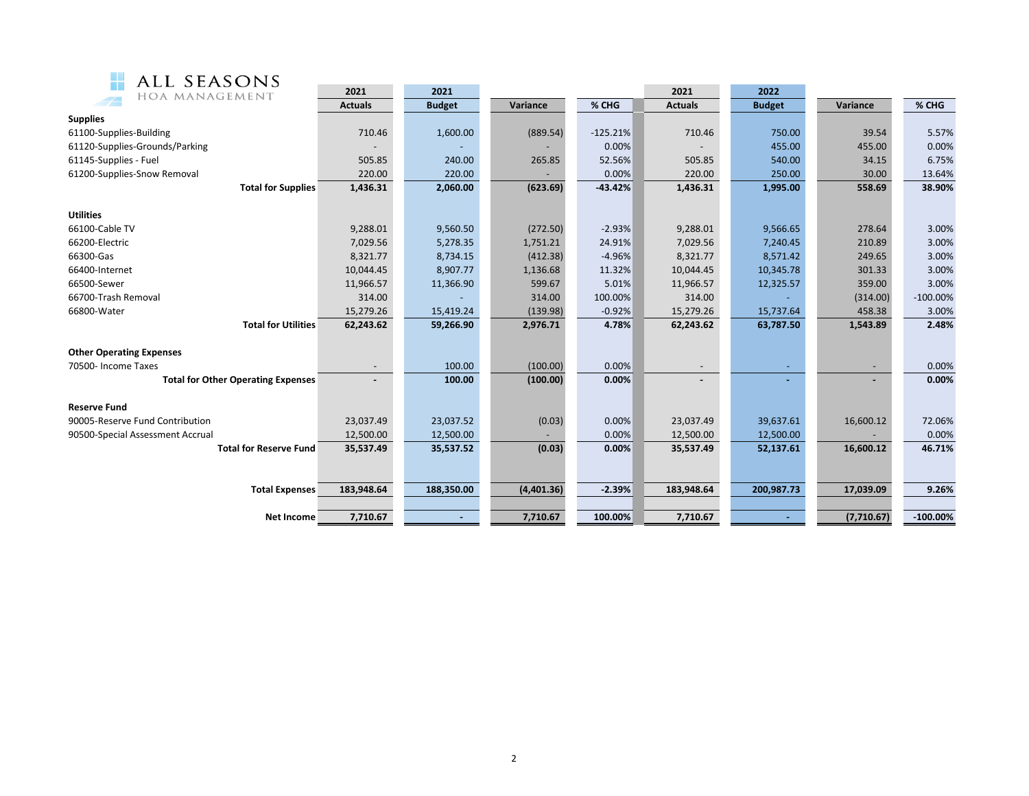ALL SEASONS
HOA MANAGEMENT

| | 2021 Actuals | 2021 Budget | Variance | % CHG | 2021 Actuals | 2022 Budget | Variance | % CHG |
|---|---|---|---|---|---|---|---|---|
| **Supplies** | | | | | | | | |
| 61100-Supplies-Building | 710.46 | 1,600.00 | (889.54) | -125.21% | 710.46 | 750.00 | 39.54 | 5.57% |
| 61120-Supplies-Grounds/Parking | - | - | - | 0.00% | - | 455.00 | 455.00 | 0.00% |
| 61145-Supplies - Fuel | 505.85 | 240.00 | 265.85 | 52.56% | 505.85 | 540.00 | 34.15 | 6.75% |
| 61200-Supplies-Snow Removal | 220.00 | 220.00 | - | 0.00% | 220.00 | 250.00 | 30.00 | 13.64% |
| **Total for Supplies** | **1,436.31** | **2,060.00** | **(623.69)** | **-43.42%** | **1,436.31** | **1,995.00** | **558.69** | **38.90%** |
| **Utilities** | | | | | | | | |
| 66100-Cable TV | 9,288.01 | 9,560.50 | (272.50) | -2.93% | 9,288.01 | 9,566.65 | 278.64 | 3.00% |
| 66200-Electric | 7,029.56 | 5,278.35 | 1,751.21 | 24.91% | 7,029.56 | 7,240.45 | 210.89 | 3.00% |
| 66300-Gas | 8,321.77 | 8,734.15 | (412.38) | -4.96% | 8,321.77 | 8,571.42 | 249.65 | 3.00% |
| 66400-Internet | 10,044.45 | 8,907.77 | 1,136.68 | 11.32% | 10,044.45 | 10,345.78 | 301.33 | 3.00% |
| 66500-Sewer | 11,966.57 | 11,366.90 | 599.67 | 5.01% | 11,966.57 | 12,325.57 | 359.00 | 3.00% |
| 66700-Trash Removal | 314.00 | - | 314.00 | 100.00% | 314.00 | - | (314.00) | -100.00% |
| 66800-Water | 15,279.26 | 15,419.24 | (139.98) | -0.92% | 15,279.26 | 15,737.64 | 458.38 | 3.00% |
| **Total for Utilities** | **62,243.62** | **59,266.90** | **2,976.71** | **4.78%** | **62,243.62** | **63,787.50** | **1,543.89** | **2.48%** |
| **Other Operating Expenses** | | | | | | | | |
| 70500- Income Taxes | - | 100.00 | (100.00) | 0.00% | - | - | - | 0.00% |
| **Total for Other Operating Expenses** | **-** | **100.00** | **(100.00)** | **0.00%** | **-** | **-** | **-** | **0.00%** |
| **Reserve Fund** | | | | | | | | |
| 90005-Reserve Fund Contribution | 23,037.49 | 23,037.52 | (0.03) | 0.00% | 23,037.49 | 39,637.61 | 16,600.12 | 72.06% |
| 90500-Special Assessment Accrual | 12,500.00 | 12,500.00 | - | 0.00% | 12,500.00 | 12,500.00 | - | 0.00% |
| **Total for Reserve Fund** | **35,537.49** | **35,537.52** | **(0.03)** | **0.00%** | **35,537.49** | **52,137.61** | **16,600.12** | **46.71%** |
| **Total Expenses** | **183,948.64** | **188,350.00** | **(4,401.36)** | **-2.39%** | **183,948.64** | **200,987.73** | **17,039.09** | **9.26%** |
| **Net Income** | **7,710.67** | **-** | **7,710.67** | **100.00%** | **7,710.67** | **-** | **(7,710.67)** | **-100.00%** |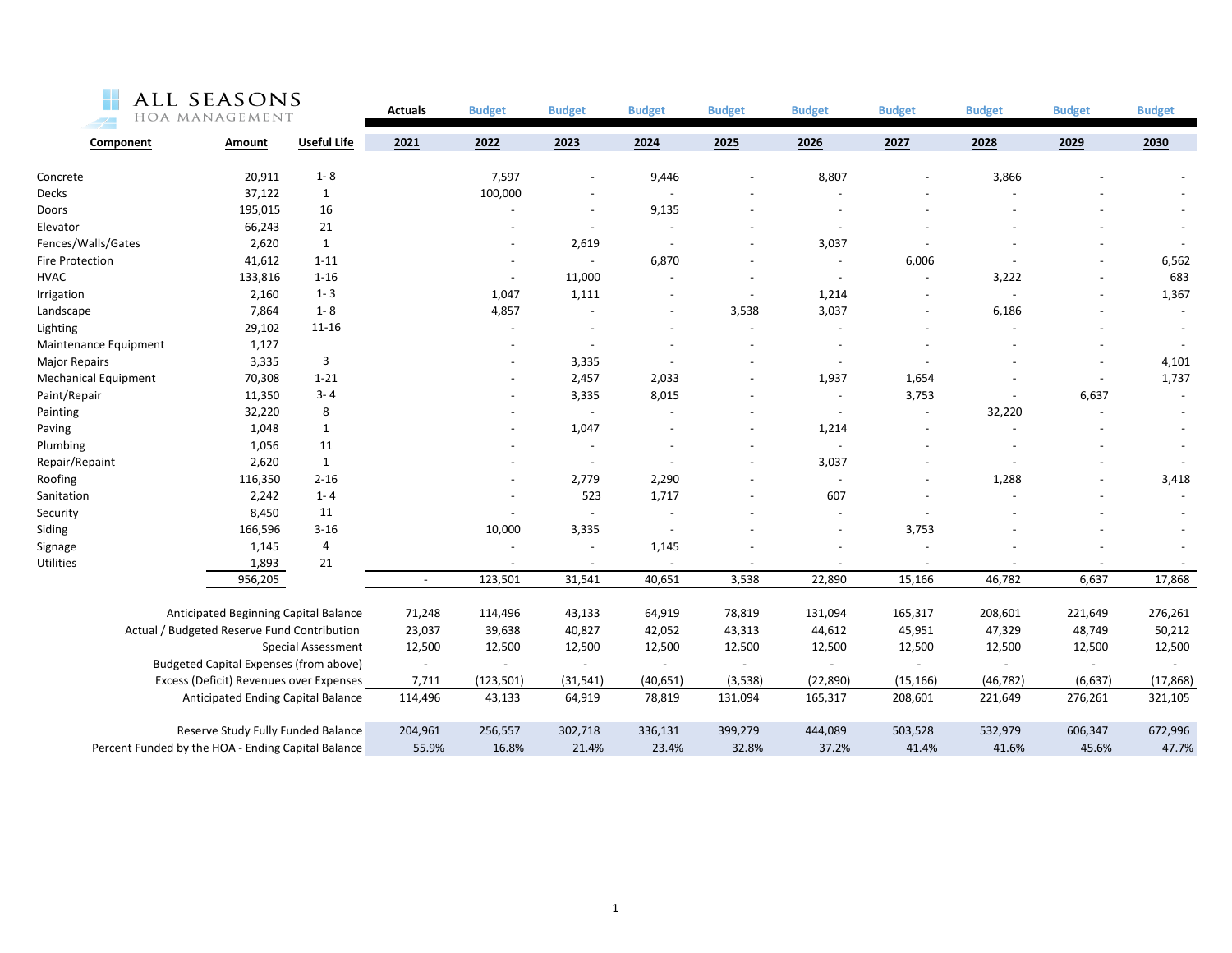ALL SEASONS
HOA MANAGEMENT

| Component | Amount | Useful Life | Actuals 2021 | Budget 2022 | Budget 2023 | Budget 2024 | Budget 2025 | Budget 2026 | Budget 2027 | Budget 2028 | Budget 2029 | Budget 2030 |
|---|---|---|---|---|---|---|---|---|---|---|---|---|
| Concrete | 20,911 | 1- 8 | | 7,597 | - | 9,446 | - | 8,807 | - | 3,866 | - | - |
| Decks | 37,122 | 1 | | 100,000 | - | - | - | - | - | - | - | - |
| Doors | 195,015 | 16 | | - | - | 9,135 | - | - | - | - | - | - |
| Elevator | 66,243 | 21 | | - | - | - | - | - | - | - | - | - |
| Fences/Walls/Gates | 2,620 | 1 | | - | 2,619 | - | - | 3,037 | - | - | - | - |
| Fire Protection | 41,612 | 1-11 | | - | - | 6,870 | - | - | 6,006 | - | - | 6,562 |
| HVAC | 133,816 | 1-16 | | - | 11,000 | - | - | - | - | 3,222 | - | 683 |
| Irrigation | 2,160 | 1- 3 | | 1,047 | 1,111 | - | - | 1,214 | - | - | - | 1,367 |
| Landscape | 7,864 | 1- 8 | | 4,857 | - | - | 3,538 | 3,037 | - | 6,186 | - | - |
| Lighting | 29,102 | 11-16 | | - | - | - | - | - | - | - | - | - |
| Maintenance Equipment | 1,127 | | | - | - | - | - | - | - | - | - | - |
| Major Repairs | 3,335 | 3 | | - | 3,335 | - | - | - | - | - | - | 4,101 |
| Mechanical Equipment | 70,308 | 1-21 | | - | 2,457 | 2,033 | - | 1,937 | 1,654 | - | - | 1,737 |
| Paint/Repair | 11,350 | 3- 4 | | - | 3,335 | 8,015 | - | - | 3,753 | - | 6,637 | - |
| Painting | 32,220 | 8 | | - | - | - | - | - | - | 32,220 | - | - |
| Paving | 1,048 | 1 | | - | 1,047 | - | - | 1,214 | - | - | - | - |
| Plumbing | 1,056 | 11 | | - | - | - | - | - | - | - | - | - |
| Repair/Repaint | 2,620 | 1 | | - | - | - | - | 3,037 | - | - | - | - |
| Roofing | 116,350 | 2-16 | | - | 2,779 | 2,290 | - | - | - | 1,288 | - | 3,418 |
| Sanitation | 2,242 | 1- 4 | | - | 523 | 1,717 | - | 607 | - | - | - | - |
| Security | 8,450 | 11 | | - | - | - | - | - | - | - | - | - |
| Siding | 166,596 | 3-16 | | 10,000 | 3,335 | - | - | - | 3,753 | - | - | - |
| Signage | 1,145 | 4 | | - | - | 1,145 | - | - | - | - | - | - |
| Utilities | 1,893 | 21 | | - | - | - | - | - | - | - | - | - |
| | 956,205 | | - | 123,501 | 31,541 | 40,651 | 3,538 | 22,890 | 15,166 | 46,782 | 6,637 | 17,868 |
| Anticipated Beginning Capital Balance | | | 71,248 | 114,496 | 43,133 | 64,919 | 78,819 | 131,094 | 165,317 | 208,601 | 221,649 | 276,261 |
| Actual / Budgeted Reserve Fund Contribution | | | 23,037 | 39,638 | 40,827 | 42,052 | 43,313 | 44,612 | 45,951 | 47,329 | 48,749 | 50,212 |
| Special Assessment | | | 12,500 | 12,500 | 12,500 | 12,500 | 12,500 | 12,500 | 12,500 | 12,500 | 12,500 | 12,500 |
| Budgeted Capital Expenses (from above) | | | - | - | - | - | - | - | - | - | - | - |
| Excess (Deficit) Revenues over Expenses | | | 7,711 | (123,501) | (31,541) | (40,651) | (3,538) | (22,890) | (15,166) | (46,782) | (6,637) | (17,868) |
| Anticipated Ending Capital Balance | | | 114,496 | 43,133 | 64,919 | 78,819 | 131,094 | 165,317 | 208,601 | 221,649 | 276,261 | 321,105 |
| Reserve Study Fully Funded Balance | | | 204,961 | 256,557 | 302,718 | 336,131 | 399,279 | 444,089 | 503,528 | 532,979 | 606,347 | 672,996 |
| Percent Funded by the HOA - Ending Capital Balance | | | 55.9% | 16.8% | 21.4% | 23.4% | 32.8% | 37.2% | 41.4% | 41.6% | 45.6% | 47.7% |